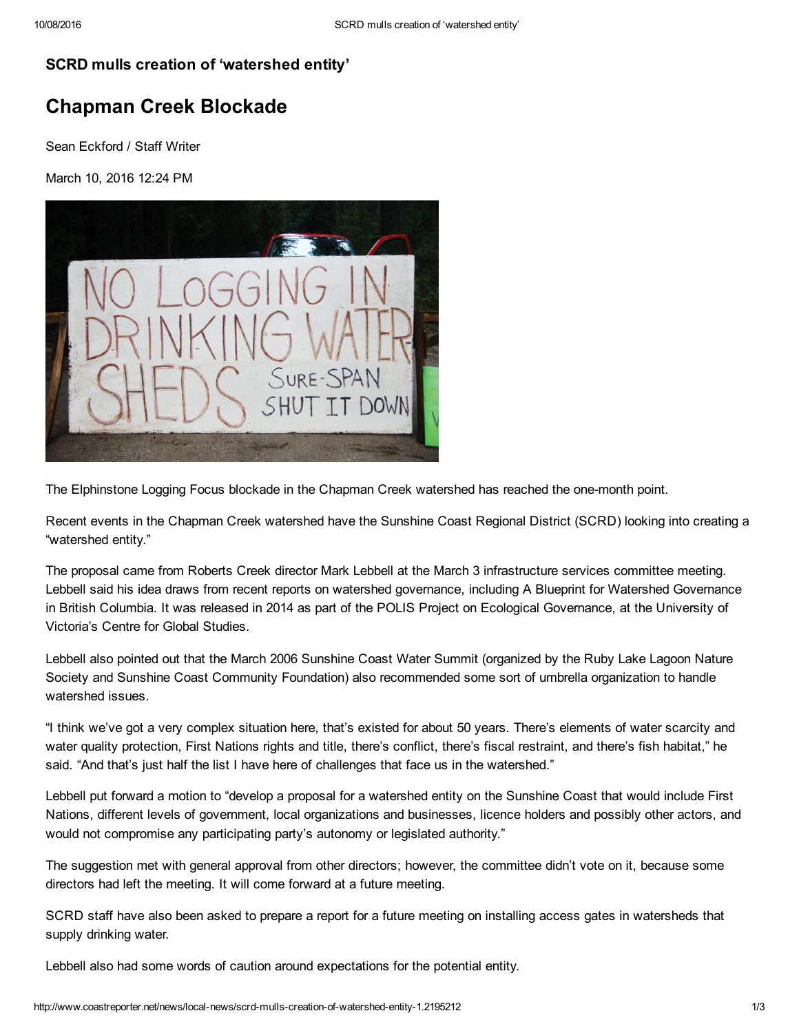## SCRD mulls creation of 'watershed entity'

# Chapman Creek Blockade

Sean Eckford / Staff Writer

March 10, 2016 12:24 PM

The Elphinstone Logging Focus blockade in the Chapman Creek watershed has reached the one-month point.

Recent events in the Chapman Creek watershed have the Sunshine Coast Regional District (SCRD) looking into creating a "watershed entity."

The proposal came from Roberts Creek director Mark Lebbell at the March 3 infrastructure services committee meeting. Lebbell said his idea draws from recent reports on watershed governance, including A Blueprint for Watershed Governance in British Columbia. It was released in 2014 as part of the POLIS Project on Ecological Governance, at the University of Victoria's Centre for Global Studies.

Lebbell also pointed out that the March 2006 Sunshine Coast Water Summit (organized by the Ruby Lake Lagoon Nature Society and Sunshine Coast Community Foundation) also recommended some sort of umbrella organization to handle watershed issues.

"I think we've got a very complex situation here, that's existed for about 50 years. There's elements of water scarcity and water quality protection, First Nations rights and title, there's conflict, there's fiscal restraint, and there's fish habitat," he said. "And that's just half the list I have here of challenges that face us in the watershed."

Lebbell put forward a motion to "develop a proposal for a watershed entity on the Sunshine Coast that would include First Nations, different levels of government, local organizations and businesses, licence holders and possibly other actors, and would not compromise any participating party's autonomy or legislated authority."

The suggestion met with general approval from other directors; however, the committee didn't vote on it, because some directors had left the meeting. It will come forward at a future meeting.

SCRD staff have also been asked to prepare a report for a future meeting on installing access gates in watersheds that supply drinking water.

Lebbell also had some words of caution around expectations for the potential entity.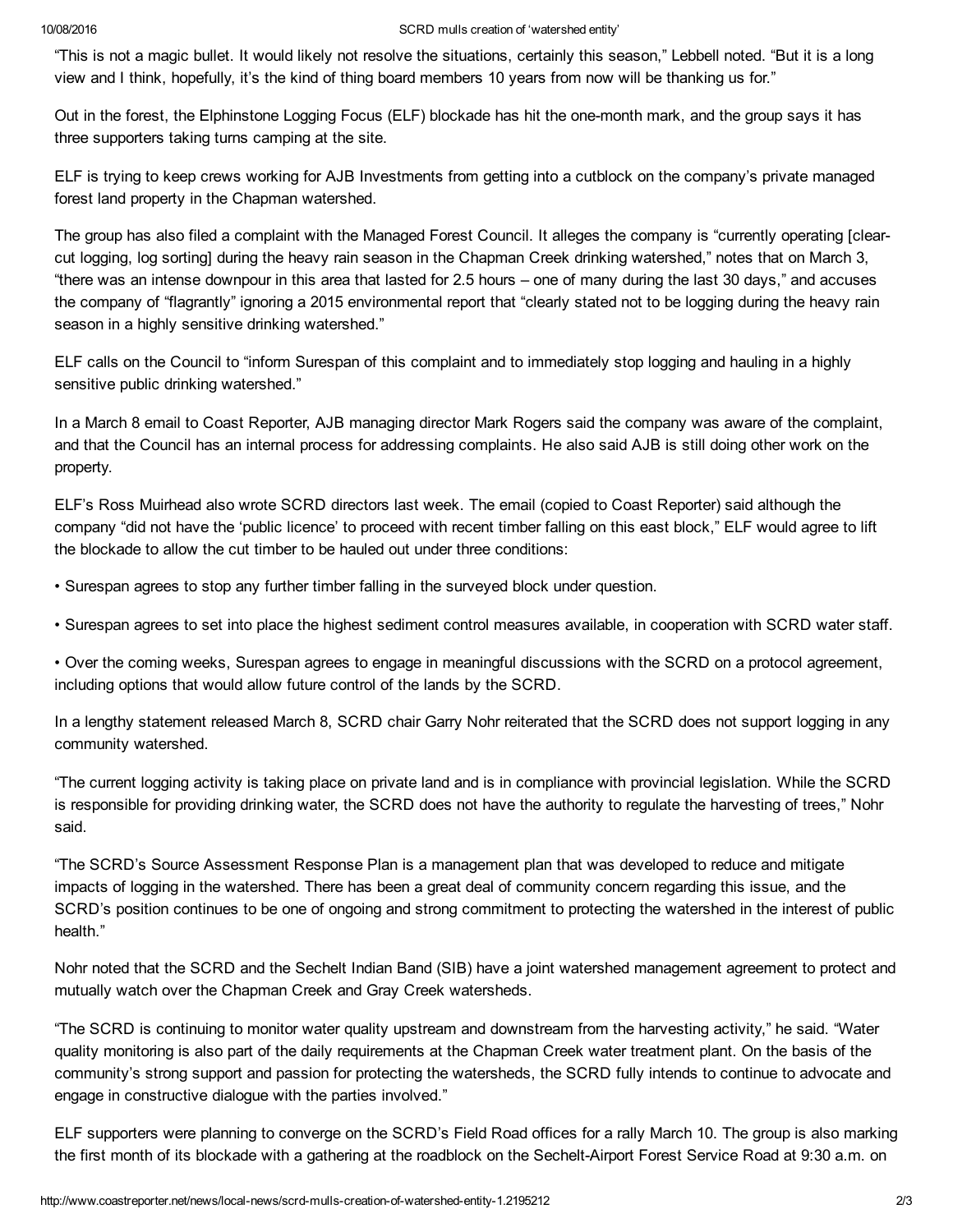"This is not a magic bullet. It would likely not resolve the situations, certainly this season," Lebbell noted. "But it is a long view and I think, hopefully, it's the kind of thing board members 10 years from now will be thanking us for."

Out in the forest, the Elphinstone Logging Focus (ELF) blockade has hit the one-month mark, and the group says it has three supporters taking turns camping at the site.

ELF is trying to keep crews working for AJB Investments from getting into a cutblock on the company's private managed forest land property in the Chapman watershed.

The group has also filed a complaint with the Managed Forest Council. It alleges the company is "currently operating [clear-cut logging, log sorting] during the heavy rain season in the Chapman Creek drinking watershed," notes that on March 3, "there was an intense downpour in this area that lasted for 2.5 hours – one of many during the last 30 days," and accuses the company of "flagrantly" ignoring a 2015 environmental report that "clearly stated not to be logging during the heavy rain season in a highly sensitive drinking watershed."

ELF calls on the Council to "inform Surespan of this complaint and to immediately stop logging and hauling in a highly sensitive public drinking watershed."

In a March 8 email to Coast Reporter, AJB managing director Mark Rogers said the company was aware of the complaint, and that the Council has an internal process for addressing complaints. He also said AJB is still doing other work on the property.

ELF's Ross Muirhead also wrote SCRD directors last week. The email (copied to Coast Reporter) said although the company "did not have the 'public licence' to proceed with recent timber falling on this east block," ELF would agree to lift the blockade to allow the cut timber to be hauled out under three conditions:

- Surespan agrees to stop any further timber falling in the surveyed block under question.
- Surespan agrees to set into place the highest sediment control measures available, in cooperation with SCRD water staff.
- Over the coming weeks, Surespan agrees to engage in meaningful discussions with the SCRD on a protocol agreement, including options that would allow future control of the lands by the SCRD.

In a lengthy statement released March 8, SCRD chair Garry Nohr reiterated that the SCRD does not support logging in any community watershed.

"The current logging activity is taking place on private land and is in compliance with provincial legislation. While the SCRD is responsible for providing drinking water, the SCRD does not have the authority to regulate the harvesting of trees," Nohr said.

"The SCRD's Source Assessment Response Plan is a management plan that was developed to reduce and mitigate impacts of logging in the watershed. There has been a great deal of community concern regarding this issue, and the SCRD's position continues to be one of ongoing and strong commitment to protecting the watershed in the interest of public health."

Nohr noted that the SCRD and the Sechelt Indian Band (SIB) have a joint watershed management agreement to protect and mutually watch over the Chapman Creek and Gray Creek watersheds.

"The SCRD is continuing to monitor water quality upstream and downstream from the harvesting activity," he said. "Water quality monitoring is also part of the daily requirements at the Chapman Creek water treatment plant. On the basis of the community's strong support and passion for protecting the watersheds, the SCRD fully intends to continue to advocate and engage in constructive dialogue with the parties involved."

ELF supporters were planning to converge on the SCRD's Field Road offices for a rally March 10. The group is also marking the first month of its blockade with a gathering at the roadblock on the Sechelt-Airport Forest Service Road at 9:30 a.m. on